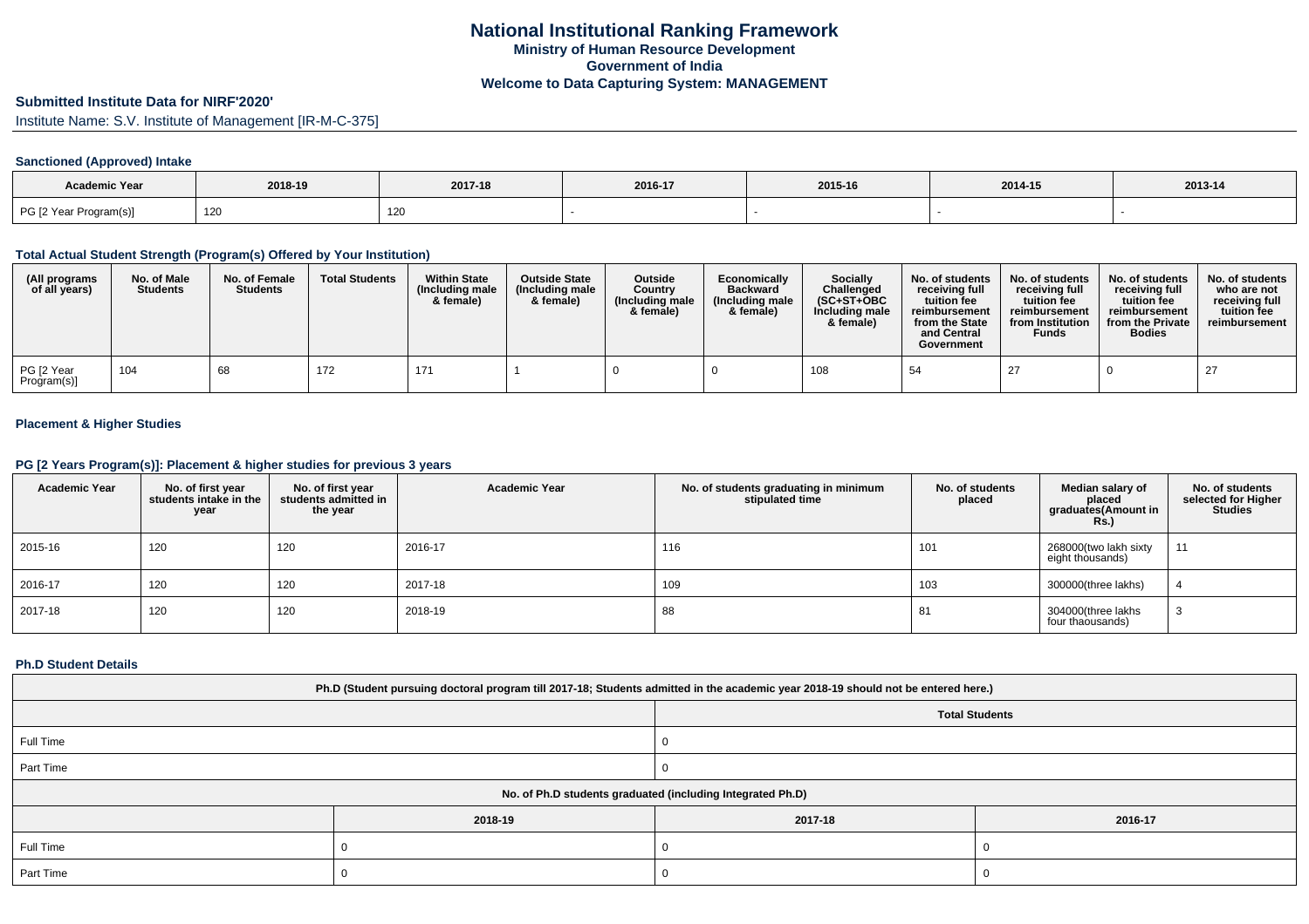# National Institutional Ranking Framework

## Ministry of Human Resource Development

## Government of India

## Welcome to Data Capturing System: MANAGEMENT

### Submitted Institute Data for NIRF'2020'

Institute Name: S.V. Institute of Management [IR-M-C-375]

#### Sanctioned (Approved) Intake

| Academic Year | 2018-19 | 2017-18 | 2016-17 | 2015-16 | 2014-15 | 2013-14 |
|---|---|---|---|---|---|---|
| PG [2 Year Program(s)] | 120 | 120 | - | - | - | - |

#### Total Actual Student Strength (Program(s) Offered by Your Institution)

| (All programs of all years) | No. of Male Students | No. of Female Students | Total Students | Within State (Including male & female) | Outside State (Including male & female) | Outside Country (Including male & female) | Economically Backward (Including male & female) | Socially Challenged (SC+ST+OBC Including male & female) | No. of students receiving full tuition fee reimbursement from the State and Central Government | No. of students receiving full tuition fee reimbursement from Institution Funds | No. of students receiving full tuition fee reimbursement from the Private Bodies | No. of students who are not receiving full tuition fee reimbursement |
|---|---|---|---|---|---|---|---|---|---|---|---|---|
| PG [2 Year Program(s)] | 104 | 68 | 172 | 171 | 1 | 0 | 0 | 108 | 54 | 27 | 0 | 27 |

#### Placement & Higher Studies

#### PG [2 Years Program(s)]: Placement & higher studies for previous 3 years

| Academic Year | No. of first year students intake in the year | No. of first year students admitted in the year | Academic Year | No. of students graduating in minimum stipulated time | No. of students placed | Median salary of placed graduates(Amount in Rs.) | No. of students selected for Higher Studies |
|---|---|---|---|---|---|---|---|
| 2015-16 | 120 | 120 | 2016-17 | 116 | 101 | 268000(two lakh sixty eight thousands) | 11 |
| 2016-17 | 120 | 120 | 2017-18 | 109 | 103 | 300000(three lakhs) | 4 |
| 2017-18 | 120 | 120 | 2018-19 | 88 | 81 | 304000(three lakhs four thaousands) | 3 |

#### Ph.D Student Details

| Ph.D (Student pursuing doctoral program till 2017-18; Students admitted in the academic year 2018-19 should not be entered here.) | |
|---|---|
| | Total Students |
| Full Time | 0 |
| Part Time | 0 |

| No. of Ph.D students graduated (including Integrated Ph.D) | | | |
|---|---|---|---|
| | 2018-19 | 2017-18 | 2016-17 |
| Full Time | 0 | 0 | 0 |
| Part Time | 0 | 0 | 0 |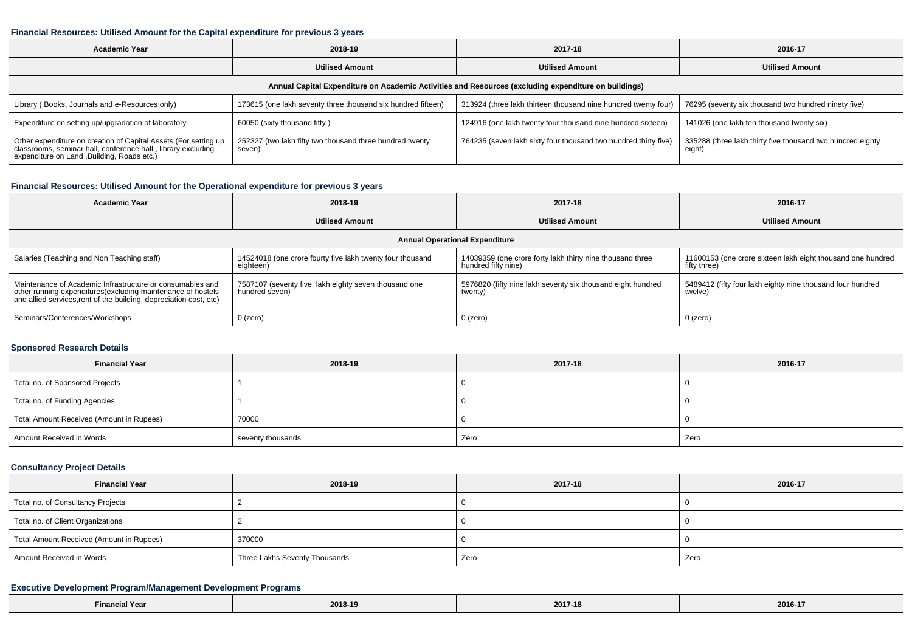### Financial Resources: Utilised Amount for the Capital expenditure for previous 3 years

| Academic Year | 2018-19 | 2017-18 | 2016-17 |
|---|---|---|---|
| | Utilised Amount | Utilised Amount | Utilised Amount |
| Annual Capital Expenditure on Academic Activities and Resources (excluding expenditure on buildings) | | | |
| Library ( Books, Journals and e-Resources only) | 173615 (one lakh seventy three thousand six hundred fifteen) | 313924 (three lakh thirteen thousand nine hundred twenty four) | 76295 (seventy six thousand two hundred ninety five) |
| Expenditure on setting up/upgradation of laboratory | 60050 (sixty thousand fifty ) | 124916 (one lakh twenty four thousand nine hundred sixteen) | 141026 (one lakh ten thousand twenty six) |
| Other expenditure on creation of Capital Assets (For setting up classrooms, seminar hall, conference hall , library excluding expenditure on Land ,Building, Roads etc.) | 252327 (two lakh fifty two thousand three hundred twenty seven) | 764235 (seven lakh sixty four thousand two hundred thirty five) | 335288 (three lakh thirty five thousand two hundred eighty eight) |

### Financial Resources: Utilised Amount for the Operational expenditure for previous 3 years

| Academic Year | 2018-19 | 2017-18 | 2016-17 |
|---|---|---|---|
| | Utilised Amount | Utilised Amount | Utilised Amount |
| Annual Operational Expenditure | | | |
| Salaries (Teaching and Non Teaching staff) | 14524018 (one crore fourty five lakh twenty four thousand eighteen) | 14039359 (one crore forty lakh thirty nine thousand three hundred fifty nine) | 11608153 (one crore sixteen lakh eight thousand one hundred fifty three) |
| Maintenance of Academic Infrastructure or consumables and other running expenditures(excluding maintenance of hostels and allied services,rent of the building, depreciation cost, etc) | 7587107 (seventy five lakh eighty seven thousand one hundred seven) | 5976820 (fifty nine lakh seventy six thousand eight hundred twenty) | 5489412 (fifty four lakh eighty nine thousand four hundred twelve) |
| Seminars/Conferences/Workshops | 0 (zero) | 0 (zero) | 0 (zero) |

### Sponsored Research Details

| Financial Year | 2018-19 | 2017-18 | 2016-17 |
|---|---|---|---|
| Total no. of Sponsored Projects | 1 | 0 | 0 |
| Total no. of Funding Agencies | 1 | 0 | 0 |
| Total Amount Received (Amount in Rupees) | 70000 | 0 | 0 |
| Amount Received in Words | seventy thousands | Zero | Zero |

### Consultancy Project Details

| Financial Year | 2018-19 | 2017-18 | 2016-17 |
|---|---|---|---|
| Total no. of Consultancy Projects | 2 | 0 | 0 |
| Total no. of Client Organizations | 2 | 0 | 0 |
| Total Amount Received (Amount in Rupees) | 370000 | 0 | 0 |
| Amount Received in Words | Three Lakhs Seventy Thousands | Zero | Zero |

### Executive Development Program/Management Development Programs

| Financial Year | 2018-19 | 2017-18 | 2016-17 |
|---|---|---|---|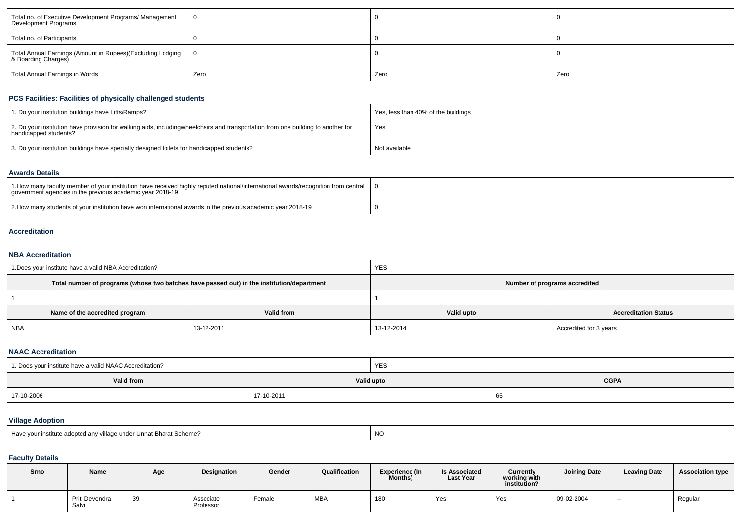| Total no. of Executive Development Programs/ Management Development Programs | 0 | 0 | 0 |
|---|---|---|---|
| Total no. of Participants | 0 | 0 | 0 |
| Total Annual Earnings (Amount in Rupees)(Excluding Lodging & Boarding Charges) | 0 | 0 | 0 |
| Total Annual Earnings in Words | Zero | Zero | Zero |

### PCS Facilities: Facilities of physically challenged students

| 1. Do your institution buildings have Lifts/Ramps? | Yes, less than 40% of the buildings |
|---|---|
| 2. Do your institution have provision for walking aids, includingwheelchairs and transportation from one building to another for handicapped students? | Yes |
| 3. Do your institution buildings have specially designed toilets for handicapped students? | Not available |

### Awards Details

| 1.How many faculty member of your institution have received highly reputed national/international awards/recognition from central government agencies in the previous academic year 2018-19 | 0 |
|---|---|
| 2.How many students of your institution have won international awards in the previous academic year 2018-19 | 0 |

### Accreditation

### NBA Accreditation

| 1.Does your institute have a valid NBA Accreditation? | | YES | |
|---|---|---|---|
| **Total number of programs (whose two batches have passed out) in the institution/department** | | **Number of programs accredited** | |
| 1 | | 1 | |
| **Name of the accredited program** | **Valid from** | **Valid upto** | **Accreditation Status** |
| NBA | 13-12-2011 | 13-12-2014 | Accredited for 3 years |

### NAAC Accreditation

| 1. Does your institute have a valid NAAC Accreditation? | YES | |
|---|---|---|
| **Valid from** | **Valid upto** | **CGPA** |
| 17-10-2006 | 17-10-2011 | 65 |

### Village Adoption

| Have your institute adopted any village under Unnat Bharat Scheme? | NO |
|---|---|

### Faculty Details

| Srno | Name | Age | Designation | Gender | Qualification | Experience (In Months) | Is Associated Last Year | Currently working with institution? | Joining Date | Leaving Date | Association type |
|---|---|---|---|---|---|---|---|---|---|---|---|
| 1 | Priti Devendra Salvi | 39 | Associate Professor | Female | MBA | 180 | Yes | Yes | 09-02-2004 | -- | Regular |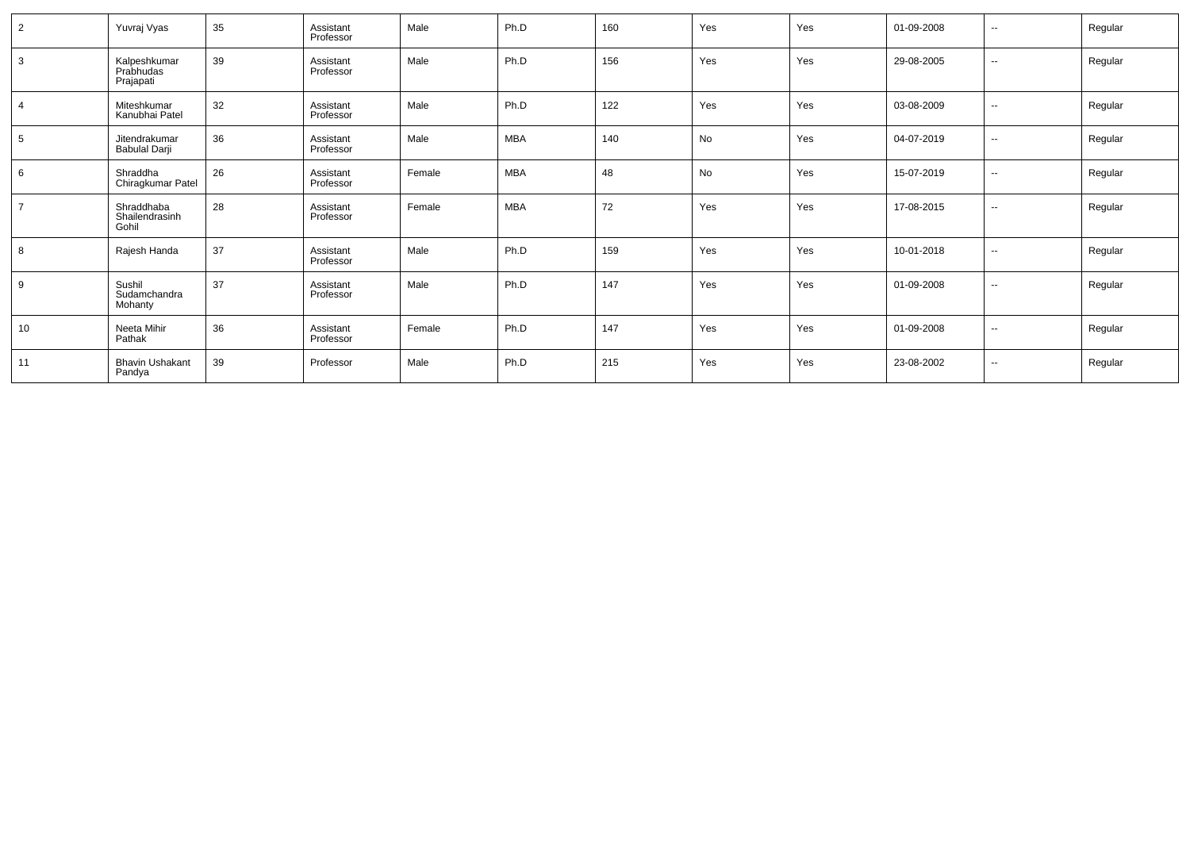| | | | | | | | | | | | |
|---|---|---|---|---|---|---|---|---|---|---|---|
| 2 | Yuvraj Vyas | 35 | Assistant Professor | Male | Ph.D | 160 | Yes | Yes | 01-09-2008 | -- | Regular |
| 3 | Kalpeshkumar Prabhudas Prajapati | 39 | Assistant Professor | Male | Ph.D | 156 | Yes | Yes | 29-08-2005 | -- | Regular |
| 4 | Miteshkumar Kanubhai Patel | 32 | Assistant Professor | Male | Ph.D | 122 | Yes | Yes | 03-08-2009 | -- | Regular |
| 5 | Jitendrakumar Babulal Darji | 36 | Assistant Professor | Male | MBA | 140 | No | Yes | 04-07-2019 | -- | Regular |
| 6 | Shraddha Chiragkumar Patel | 26 | Assistant Professor | Female | MBA | 48 | No | Yes | 15-07-2019 | -- | Regular |
| 7 | Shraddhaba Shailendrasinh Gohil | 28 | Assistant Professor | Female | MBA | 72 | Yes | Yes | 17-08-2015 | -- | Regular |
| 8 | Rajesh Handa | 37 | Assistant Professor | Male | Ph.D | 159 | Yes | Yes | 10-01-2018 | -- | Regular |
| 9 | Sushil Sudamchandra Mohanty | 37 | Assistant Professor | Male | Ph.D | 147 | Yes | Yes | 01-09-2008 | -- | Regular |
| 10 | Neeta Mihir Pathak | 36 | Assistant Professor | Female | Ph.D | 147 | Yes | Yes | 01-09-2008 | -- | Regular |
| 11 | Bhavin Ushakant Pandya | 39 | Professor | Male | Ph.D | 215 | Yes | Yes | 23-08-2002 | -- | Regular |